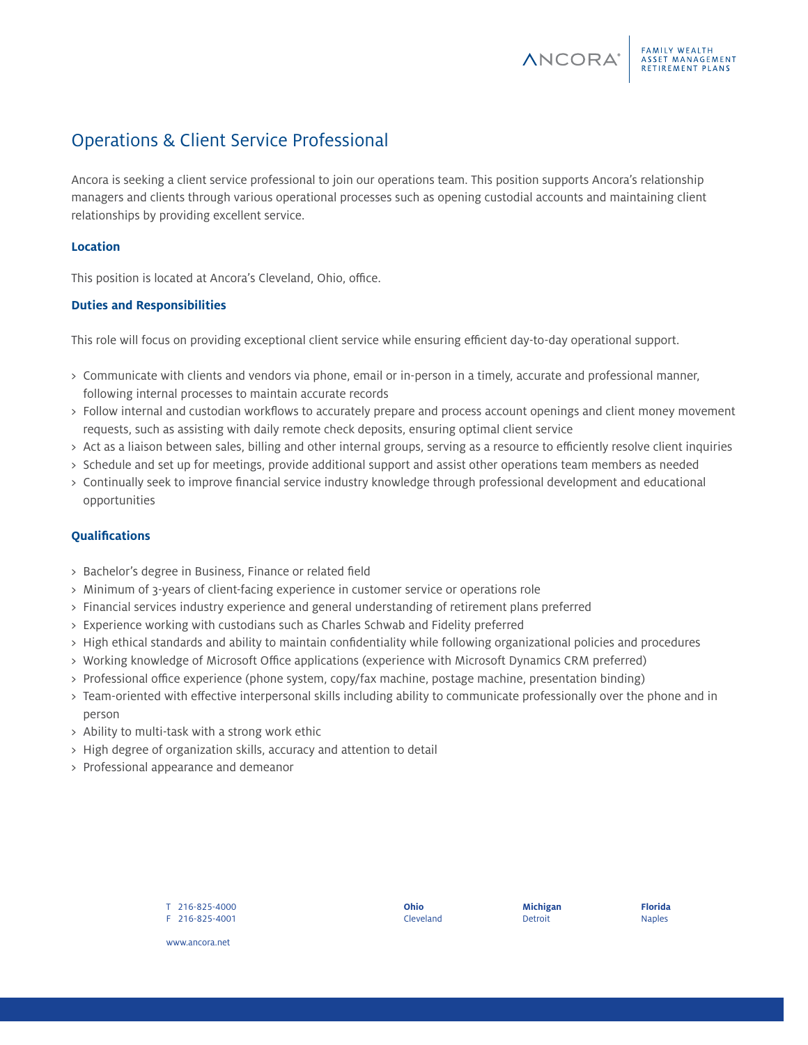# Operations & Client Service Professional

Ancora is seeking a client service professional to join our operations team. This position supports Ancora's relationship managers and clients through various operational processes such as opening custodial accounts and maintaining client relationships by providing excellent service.

### Location

This position is located at Ancora's Cleveland, Ohio, office.

### Duties and Responsibilities

This role will focus on providing exceptional client service while ensuring efficient day-to-day operational support.

- Communicate with clients and vendors via phone, email or in-person in a timely, accurate and professional manner, following internal processes to maintain accurate records
- Follow internal and custodian workflows to accurately prepare and process account openings and client money movement requests, such as assisting with daily remote check deposits, ensuring optimal client service
- Act as a liaison between sales, billing and other internal groups, serving as a resource to efficiently resolve client inquiries
- Schedule and set up for meetings, provide additional support and assist other operations team members as needed
- Continually seek to improve financial service industry knowledge through professional development and educational opportunities

### Qualifications

- Bachelor's degree in Business, Finance or related field
- Minimum of 3-years of client-facing experience in customer service or operations role
- Financial services industry experience and general understanding of retirement plans preferred
- Experience working with custodians such as Charles Schwab and Fidelity preferred
- High ethical standards and ability to maintain confidentiality while following organizational policies and procedures
- Working knowledge of Microsoft Office applications (experience with Microsoft Dynamics CRM preferred)
- Professional office experience (phone system, copy/fax machine, postage machine, presentation binding)
- Team-oriented with effective interpersonal skills including ability to communicate professionally over the phone and in person
- Ability to multi-task with a strong work ethic
- High degree of organization skills, accuracy and attention to detail
- Professional appearance and demeanor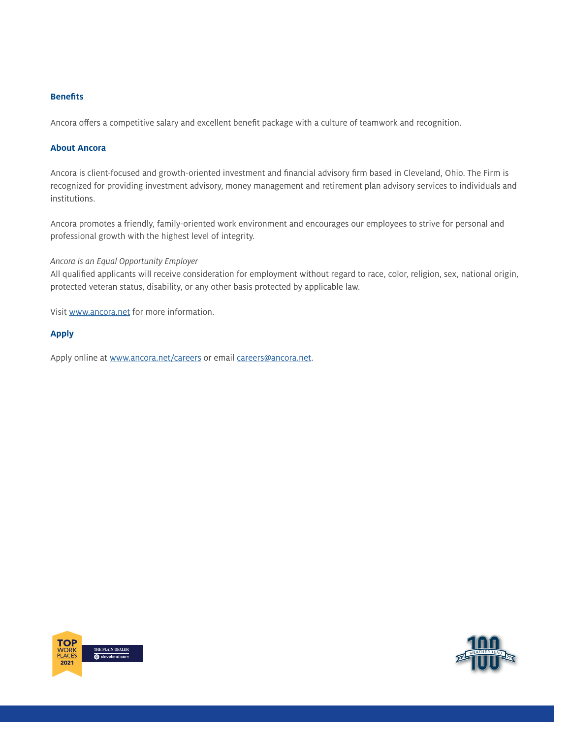## Benefits

Ancora offers a competitive salary and excellent benefit package with a culture of teamwork and recognition.

## About Ancora

Ancora is client-focused and growth-oriented investment and financial advisory firm based in Cleveland, Ohio. The Firm is recognized for providing investment advisory, money management and retirement plan advisory services to individuals and institutions.

Ancora promotes a friendly, family-oriented work environment and encourages our employees to strive for personal and professional growth with the highest level of integrity.

*Ancora is an Equal Opportunity Employer*
All qualified applicants will receive consideration for employment without regard to race, color, religion, sex, national origin, protected veteran status, disability, or any other basis protected by applicable law.

Visit [www.ancora.net](http://www.ancora.net) for more information.

## Apply

Apply online at [www.ancora.net/careers](http://www.ancora.net/careers) or email [careers@ancora.net](mailto:careers@ancora.net).

TOP WORK PLACES 2021 THE PLAIN DEALER cleveland.com

2021 WEATHERHEAD 100